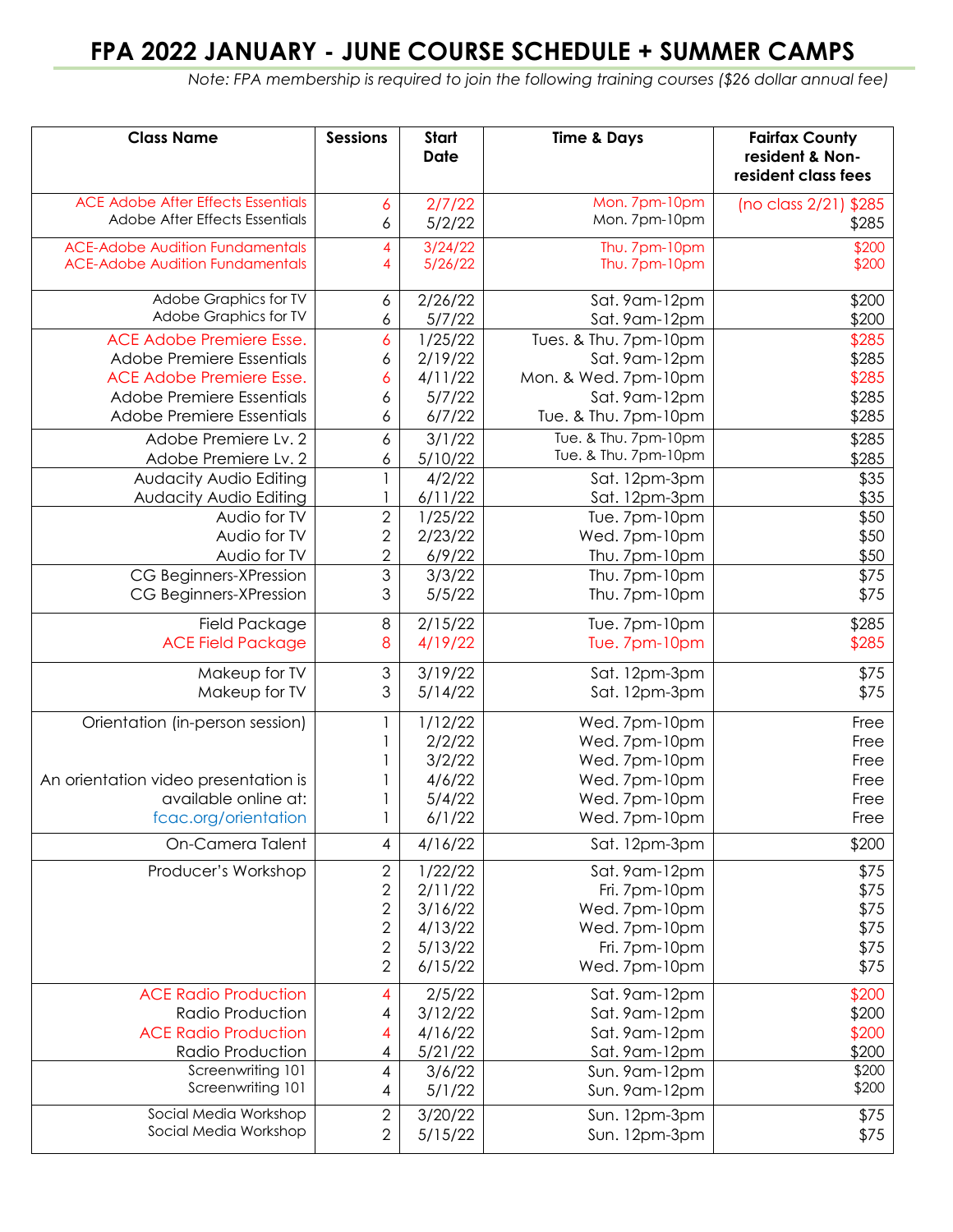# FPA 2022 JANUARY - JUNE COURSE SCHEDULE + SUMMER CAMPS

*Note: FPA membership is required to join the following training courses ($26 dollar annual fee)*

| Class Name | Sessions | Start Date | Time & Days | Fairfax County resident & Non-resident class fees |
|---|---|---|---|---|
| ACE Adobe After Effects Essentials | 6 | 2/7/22 | Mon. 7pm-10pm | (no class 2/21) $285 |
| Adobe After Effects Essentials | 6 | 5/2/22 | Mon. 7pm-10pm | $285 |
| ACE-Adobe Audition Fundamentals | 4 | 3/24/22 | Thu. 7pm-10pm | $200 |
| ACE-Adobe Audition Fundamentals | 4 | 5/26/22 | Thu. 7pm-10pm | $200 |
| Adobe Graphics for TV | 6 | 2/26/22 | Sat. 9am-12pm | $200 |
| Adobe Graphics for TV | 6 | 5/7/22 | Sat. 9am-12pm | $200 |
| ACE Adobe Premiere Esse. | 6 | 1/25/22 | Tues. & Thu. 7pm-10pm | $285 |
| Adobe Premiere Essentials | 6 | 2/19/22 | Sat. 9am-12pm | $285 |
| ACE Adobe Premiere Esse. | 6 | 4/11/22 | Mon. & Wed. 7pm-10pm | $285 |
| Adobe Premiere Essentials | 6 | 5/7/22 | Sat. 9am-12pm | $285 |
| Adobe Premiere Essentials | 6 | 6/7/22 | Tue. & Thu. 7pm-10pm | $285 |
| Adobe Premiere Lv. 2 | 6 | 3/1/22 | Tue. & Thu. 7pm-10pm | $285 |
| Adobe Premiere Lv. 2 | 6 | 5/10/22 | Tue. & Thu. 7pm-10pm | $285 |
| Audacity Audio Editing | 1 | 4/2/22 | Sat. 12pm-3pm | $35 |
| Audacity Audio Editing | 1 | 6/11/22 | Sat. 12pm-3pm | $35 |
| Audio for TV | 2 | 1/25/22 | Tue. 7pm-10pm | $50 |
| Audio for TV | 2 | 2/23/22 | Wed. 7pm-10pm | $50 |
| Audio for TV | 2 | 6/9/22 | Thu. 7pm-10pm | $50 |
| CG Beginners-XPression | 3 | 3/3/22 | Thu. 7pm-10pm | $75 |
| CG Beginners-XPression | 3 | 5/5/22 | Thu. 7pm-10pm | $75 |
| Field Package | 8 | 2/15/22 | Tue. 7pm-10pm | $285 |
| ACE Field Package | 8 | 4/19/22 | Tue. 7pm-10pm | $285 |
| Makeup for TV | 3 | 3/19/22 | Sat. 12pm-3pm | $75 |
| Makeup for TV | 3 | 5/14/22 | Sat. 12pm-3pm | $75 |
| Orientation (in-person session) | 1 | 1/12/22 | Wed. 7pm-10pm | Free |
| | 1 | 2/2/22 | Wed. 7pm-10pm | Free |
| | 1 | 3/2/22 | Wed. 7pm-10pm | Free |
| An orientation video presentation is | 1 | 4/6/22 | Wed. 7pm-10pm | Free |
| available online at: | 1 | 5/4/22 | Wed. 7pm-10pm | Free |
| fcac.org/orientation | 1 | 6/1/22 | Wed. 7pm-10pm | Free |
| On-Camera Talent | 4 | 4/16/22 | Sat. 12pm-3pm | $200 |
| Producer's Workshop | 2 | 1/22/22 | Sat. 9am-12pm | $75 |
| | 2 | 2/11/22 | Fri. 7pm-10pm | $75 |
| | 2 | 3/16/22 | Wed. 7pm-10pm | $75 |
| | 2 | 4/13/22 | Wed. 7pm-10pm | $75 |
| | 2 | 5/13/22 | Fri. 7pm-10pm | $75 |
| | 2 | 6/15/22 | Wed. 7pm-10pm | $75 |
| ACE Radio Production | 4 | 2/5/22 | Sat. 9am-12pm | $200 |
| Radio Production | 4 | 3/12/22 | Sat. 9am-12pm | $200 |
| ACE Radio Production | 4 | 4/16/22 | Sat. 9am-12pm | $200 |
| Radio Production | 4 | 5/21/22 | Sat. 9am-12pm | $200 |
| Screenwriting 101 | 4 | 3/6/22 | Sun. 9am-12pm | $200 |
| Screenwriting 101 | 4 | 5/1/22 | Sun. 9am-12pm | $200 |
| Social Media Workshop | 2 | 3/20/22 | Sun. 12pm-3pm | $75 |
| Social Media Workshop | 2 | 5/15/22 | Sun. 12pm-3pm | $75 |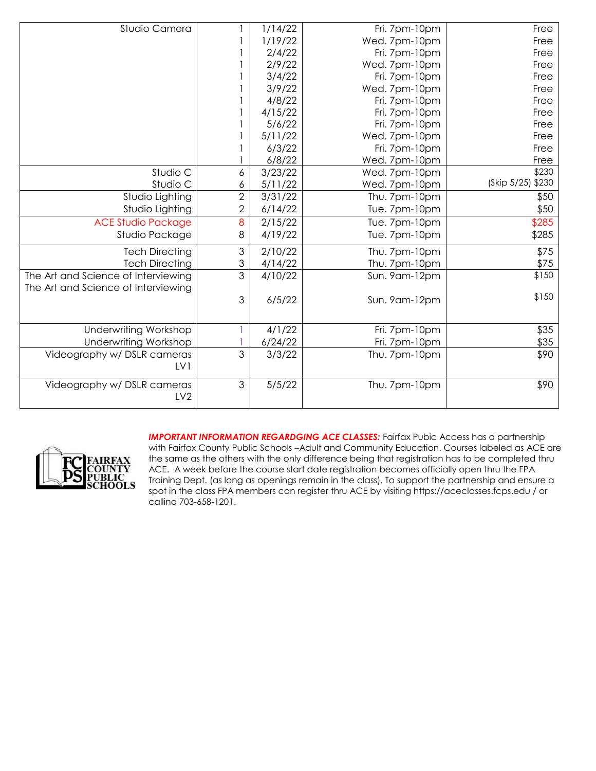| | | | | |
|---|---|---|---|---|
| Studio Camera | 1 | 1/14/22 | Fri. 7pm-10pm | Free |
| | 1 | 1/19/22 | Wed. 7pm-10pm | Free |
| | 1 | 2/4/22 | Fri. 7pm-10pm | Free |
| | 1 | 2/9/22 | Wed. 7pm-10pm | Free |
| | 1 | 3/4/22 | Fri. 7pm-10pm | Free |
| | 1 | 3/9/22 | Wed. 7pm-10pm | Free |
| | 1 | 4/8/22 | Fri. 7pm-10pm | Free |
| | 1 | 4/15/22 | Fri. 7pm-10pm | Free |
| | 1 | 5/6/22 | Fri. 7pm-10pm | Free |
| | 1 | 5/11/22 | Wed. 7pm-10pm | Free |
| | 1 | 6/3/22 | Fri. 7pm-10pm | Free |
| | 1 | 6/8/22 | Wed. 7pm-10pm | Free |
| Studio C | 6 | 3/23/22 | Wed. 7pm-10pm | $230 |
| Studio C | 6 | 5/11/22 | Wed. 7pm-10pm | (Skip 5/25) $230 |
| Studio Lighting | 2 | 3/31/22 | Thu. 7pm-10pm | $50 |
| Studio Lighting | 2 | 6/14/22 | Tue. 7pm-10pm | $50 |
| ACE Studio Package | 8 | 2/15/22 | Tue. 7pm-10pm | $285 |
| Studio Package | 8 | 4/19/22 | Tue. 7pm-10pm | $285 |
| Tech Directing | 3 | 2/10/22 | Thu. 7pm-10pm | $75 |
| Tech Directing | 3 | 4/14/22 | Thu. 7pm-10pm | $75 |
| The Art and Science of Interviewing | 3 | 4/10/22 | Sun. 9am-12pm | $150 |
| The Art and Science of Interviewing | 3 | 6/5/22 | Sun. 9am-12pm | $150 |
| Underwriting Workshop | 1 | 4/1/22 | Fri. 7pm-10pm | $35 |
| Underwriting Workshop | 1 | 6/24/22 | Fri. 7pm-10pm | $35 |
| Videography w/ DSLR cameras LV1 | 3 | 3/3/22 | Thu. 7pm-10pm | $90 |
| Videography w/ DSLR cameras LV2 | 3 | 5/5/22 | Thu. 7pm-10pm | $90 |

FCPS FAIRFAX COUNTY PUBLIC SCHOOLS

***IMPORTANT INFORMATION REGARDGING ACE CLASSES:*** Fairfax Pubic Access has a partnership with Fairfax County Public Schools –Adult and Community Education. Courses labeled as ACE are the same as the others with the only difference being that registration has to be completed thru ACE. A week before the course start date registration becomes officially open thru the FPA Training Dept. (as long as openings remain in the class). To support the partnership and ensure a spot in the class FPA members can register thru ACE by visiting https://aceclasses.fcps.edu / or calling 703-658-1201.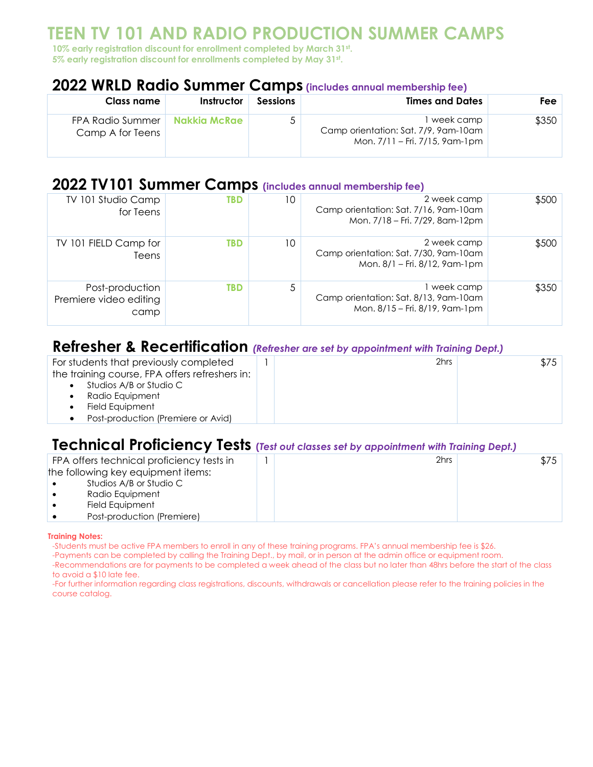# TEEN TV 101 AND RADIO PRODUCTION SUMMER CAMPS

**10% early registration discount for enrollment completed by March 31st.**
**5% early registration discount for enrollments completed by May 31st.**

## 2022 WRLD Radio Summer Camps (includes annual membership fee)

| Class name | Instructor | Sessions | Times and Dates | Fee |
|---|---|---|---|---|
| FPA Radio Summer Camp A for Teens | **Nakkia McRae** | 5 | 1 week camp<br>Camp orientation: Sat. 7/9, 9am-10am<br>Mon. 7/11 – Fri. 7/15, 9am-1pm | $350 |

## 2022 TV101 Summer Camps (includes annual membership fee)

| | | | | |
|---|---|---|---|---|
| TV 101 Studio Camp for Teens | **TBD** | 10 | 2 week camp<br>Camp orientation: Sat. 7/16, 9am-10am<br>Mon. 7/18 – Fri. 7/29, 8am-12pm | $500 |
| TV 101 FIELD Camp for Teens | **TBD** | 10 | 2 week camp<br>Camp orientation: Sat. 7/30, 9am-10am<br>Mon. 8/1 – Fri. 8/12, 9am-1pm | $500 |
| Post-production Premiere video editing camp | **TBD** | 5 | 1 week camp<br>Camp orientation: Sat. 8/13, 9am-10am<br>Mon. 8/15 – Fri. 8/19, 9am-1pm | $350 |

## Refresher & Recertification *(Refresher are set by appointment with Training Dept.)*

| | | | |
|---|---|---|---|
| For students that previously completed the training course, FPA offers refreshers in:<br>• Studios A/B or Studio C<br>• Radio Equipment<br>• Field Equipment<br>• Post-production (Premiere or Avid) | 1 | 2hrs | $75 |

## Technical Proficiency Tests *(Test out classes set by appointment with Training Dept.)*

| | | | |
|---|---|---|---|
| FPA offers technical proficiency tests in the following key equipment items:<br>• Studios A/B or Studio C<br>• Radio Equipment<br>• Field Equipment<br>• Post-production (Premiere) | 1 | 2hrs | $75 |

**Training Notes:**

-Students must be active FPA members to enroll in any of these training programs. FPA's annual membership fee is $26.
-Payments can be completed by calling the Training Dept., by mail, or in person at the admin office or equipment room.
-Recommendations are for payments to be completed a week ahead of the class but no later than 48hrs before the start of the class to avoid a $10 late fee.
-For further information regarding class registrations, discounts, withdrawals or cancellation please refer to the training policies in the course catalog.